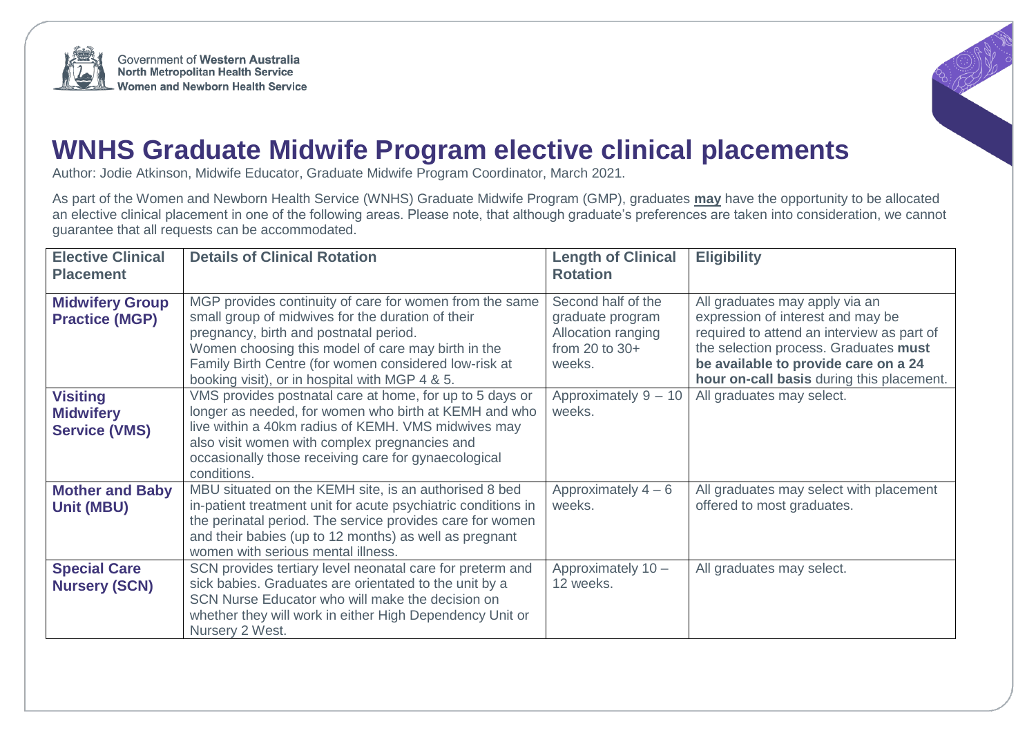Government of Western Australia
North Metropolitan Health Service
Women and Newborn Health Service

# WNHS Graduate Midwife Program elective clinical placements

Author: Jodie Atkinson, Midwife Educator, Graduate Midwife Program Coordinator, March 2021.

As part of the Women and Newborn Health Service (WNHS) Graduate Midwife Program (GMP), graduates **may** have the opportunity to be allocated an elective clinical placement in one of the following areas. Please note, that although graduate's preferences are taken into consideration, we cannot guarantee that all requests can be accommodated.

| Elective Clinical Placement | Details of Clinical Rotation | Length of Clinical Rotation | Eligibility |
|---|---|---|---|
| **Midwifery Group Practice (MGP)** | MGP provides continuity of care for women from the same small group of midwives for the duration of their pregnancy, birth and postnatal period. Women choosing this model of care may birth in the Family Birth Centre (for women considered low-risk at booking visit), or in hospital with MGP 4 & 5. | Second half of the graduate program Allocation ranging from 20 to 30+ weeks. | All graduates may apply via an expression of interest and may be required to attend an interview as part of the selection process. Graduates **must be available to provide care on a 24 hour on-call basis** during this placement. |
| **Visiting Midwifery Service (VMS)** | VMS provides postnatal care at home, for up to 5 days or longer as needed, for women who birth at KEMH and who live within a 40km radius of KEMH. VMS midwives may also visit women with complex pregnancies and occasionally those receiving care for gynaecological conditions. | Approximately 9 – 10 weeks. | All graduates may select. |
| **Mother and Baby Unit (MBU)** | MBU situated on the KEMH site, is an authorised 8 bed in-patient treatment unit for acute psychiatric conditions in the perinatal period. The service provides care for women and their babies (up to 12 months) as well as pregnant women with serious mental illness. | Approximately 4 – 6 weeks. | All graduates may select with placement offered to most graduates. |
| **Special Care Nursery (SCN)** | SCN provides tertiary level neonatal care for preterm and sick babies. Graduates are orientated to the unit by a SCN Nurse Educator who will make the decision on whether they will work in either High Dependency Unit or Nursery 2 West. | Approximately 10 – 12 weeks. | All graduates may select. |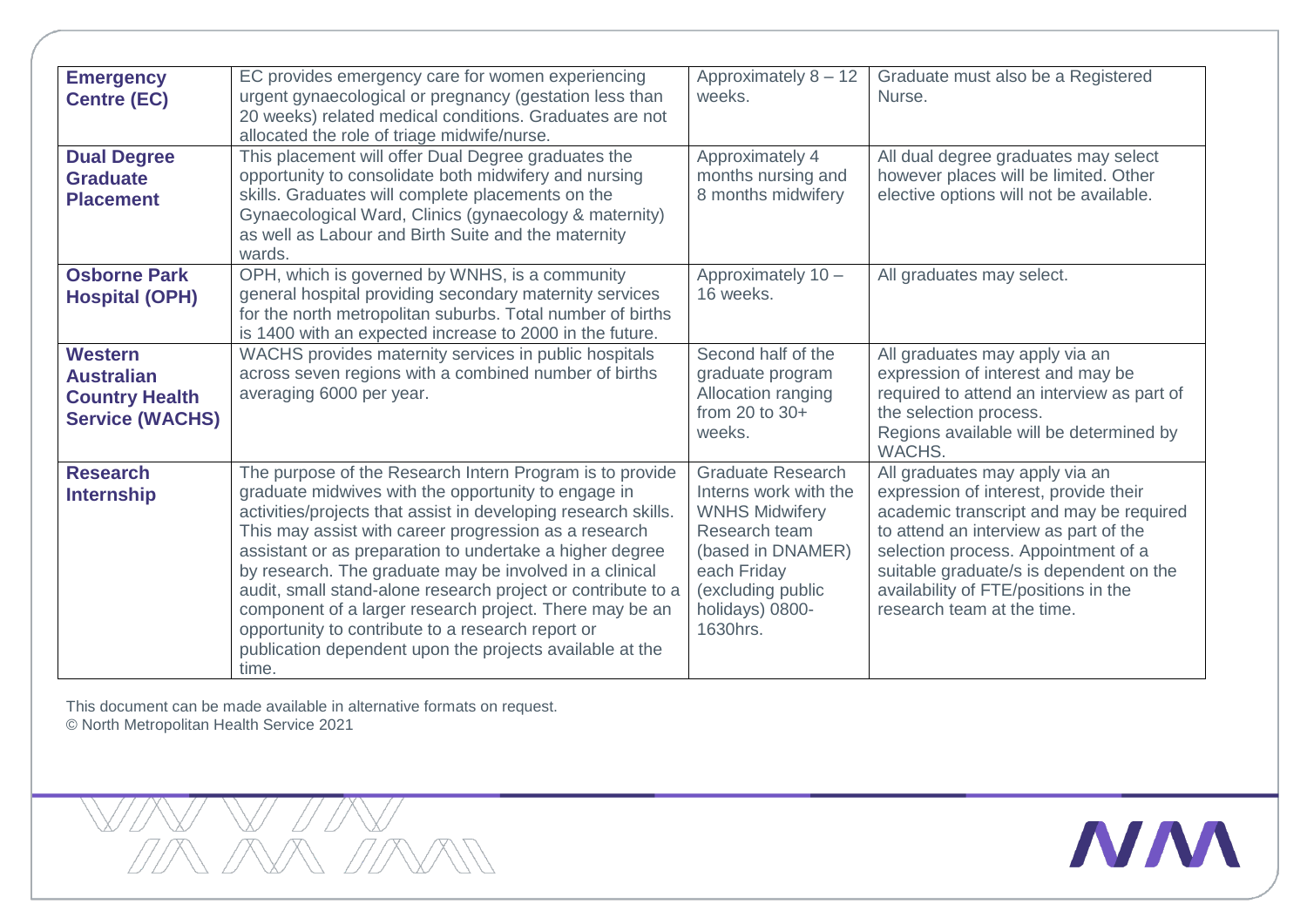| | | | |
|---|---|---|---|
| **Emergency Centre (EC)** | EC provides emergency care for women experiencing urgent gynaecological or pregnancy (gestation less than 20 weeks) related medical conditions. Graduates are not allocated the role of triage midwife/nurse. | Approximately 8 – 12 weeks. | Graduate must also be a Registered Nurse. |
| **Dual Degree Graduate Placement** | This placement will offer Dual Degree graduates the opportunity to consolidate both midwifery and nursing skills. Graduates will complete placements on the Gynaecological Ward, Clinics (gynaecology & maternity) as well as Labour and Birth Suite and the maternity wards. | Approximately 4 months nursing and 8 months midwifery | All dual degree graduates may select however places will be limited. Other elective options will not be available. |
| **Osborne Park Hospital (OPH)** | OPH, which is governed by WNHS, is a community general hospital providing secondary maternity services for the north metropolitan suburbs. Total number of births is 1400 with an expected increase to 2000 in the future. | Approximately 10 – 16 weeks. | All graduates may select. |
| **Western Australian Country Health Service (WACHS)** | WACHS provides maternity services in public hospitals across seven regions with a combined number of births averaging 6000 per year. | Second half of the graduate program Allocation ranging from 20 to 30+ weeks. | All graduates may apply via an expression of interest and may be required to attend an interview as part of the selection process. Regions available will be determined by WACHS. |
| **Research Internship** | The purpose of the Research Intern Program is to provide graduate midwives with the opportunity to engage in activities/projects that assist in developing research skills. This may assist with career progression as a research assistant or as preparation to undertake a higher degree by research. The graduate may be involved in a clinical audit, small stand-alone research project or contribute to a component of a larger research project. There may be an opportunity to contribute to a research report or publication dependent upon the projects available at the time. | Graduate Research Interns work with the WNHS Midwifery Research team (based in DNAMER) each Friday (excluding public holidays) 0800-1630hrs. | All graduates may apply via an expression of interest, provide their academic transcript and may be required to attend an interview as part of the selection process. Appointment of a suitable graduate/s is dependent on the availability of FTE/positions in the research team at the time. |

This document can be made available in alternative formats on request.
© North Metropolitan Health Service 2021